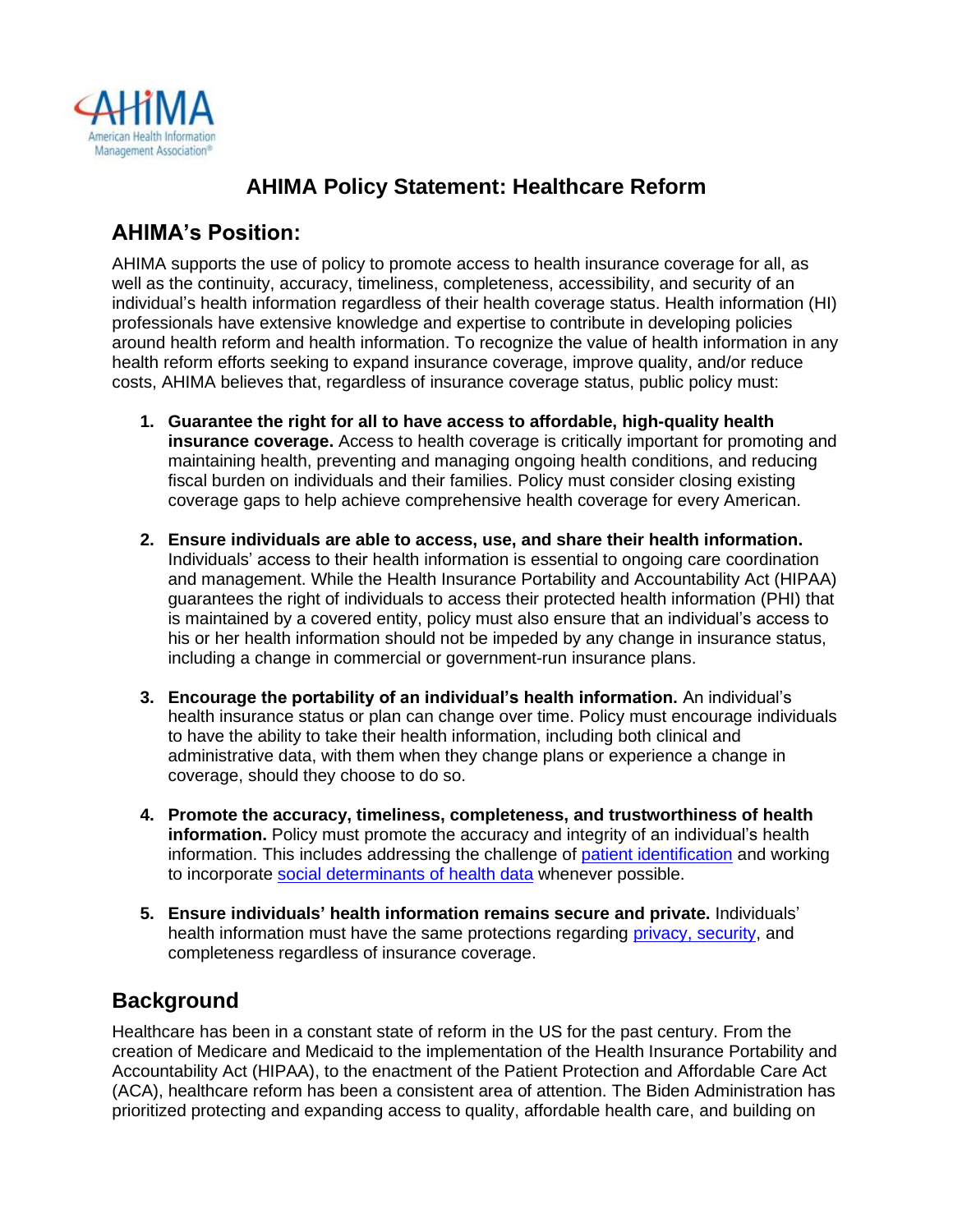# AHIMA Policy Statement: Healthcare Reform

## AHIMA's Position:

AHIMA supports the use of policy to promote access to health insurance coverage for all, as well as the continuity, accuracy, timeliness, completeness, accessibility, and security of an individual's health information regardless of their health coverage status. Health information (HI) professionals have extensive knowledge and expertise to contribute in developing policies around health reform and health information. To recognize the value of health information in any health reform efforts seeking to expand insurance coverage, improve quality, and/or reduce costs, AHIMA believes that, regardless of insurance coverage status, public policy must:

1. **Guarantee the right for all to have access to affordable, high-quality health insurance coverage.** Access to health coverage is critically important for promoting and maintaining health, preventing and managing ongoing health conditions, and reducing fiscal burden on individuals and their families. Policy must consider closing existing coverage gaps to help achieve comprehensive health coverage for every American.

2. **Ensure individuals are able to access, use, and share their health information.** Individuals' access to their health information is essential to ongoing care coordination and management. While the Health Insurance Portability and Accountability Act (HIPAA) guarantees the right of individuals to access their protected health information (PHI) that is maintained by a covered entity, policy must also ensure that an individual's access to his or her health information should not be impeded by any change in insurance status, including a change in commercial or government-run insurance plans.

3. **Encourage the portability of an individual's health information.** An individual's health insurance status or plan can change over time. Policy must encourage individuals to have the ability to take their health information, including both clinical and administrative data, with them when they change plans or experience a change in coverage, should they choose to do so.

4. **Promote the accuracy, timeliness, completeness, and trustworthiness of health information.** Policy must promote the accuracy and integrity of an individual's health information. This includes addressing the challenge of patient identification and working to incorporate social determinants of health data whenever possible.

5. **Ensure individuals' health information remains secure and private.** Individuals' health information must have the same protections regarding privacy, security, and completeness regardless of insurance coverage.

## Background

Healthcare has been in a constant state of reform in the US for the past century. From the creation of Medicare and Medicaid to the implementation of the Health Insurance Portability and Accountability Act (HIPAA), to the enactment of the Patient Protection and Affordable Care Act (ACA), healthcare reform has been a consistent area of attention. The Biden Administration has prioritized protecting and expanding access to quality, affordable health care, and building on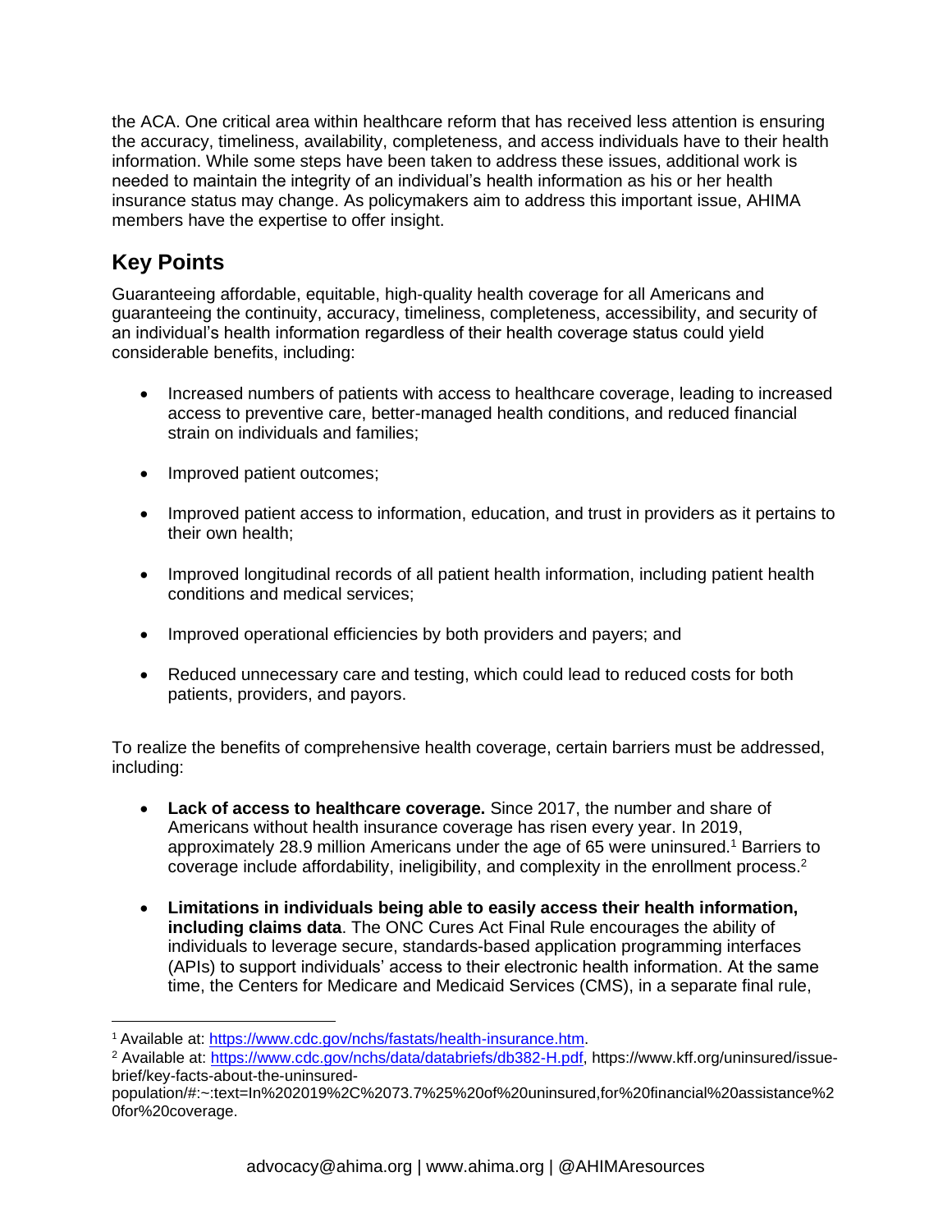the ACA. One critical area within healthcare reform that has received less attention is ensuring the accuracy, timeliness, availability, completeness, and access individuals have to their health information. While some steps have been taken to address these issues, additional work is needed to maintain the integrity of an individual's health information as his or her health insurance status may change. As policymakers aim to address this important issue, AHIMA members have the expertise to offer insight.

## Key Points

Guaranteeing affordable, equitable, high-quality health coverage for all Americans and guaranteeing the continuity, accuracy, timeliness, completeness, accessibility, and security of an individual's health information regardless of their health coverage status could yield considerable benefits, including:

- Increased numbers of patients with access to healthcare coverage, leading to increased access to preventive care, better-managed health conditions, and reduced financial strain on individuals and families;
- Improved patient outcomes;
- Improved patient access to information, education, and trust in providers as it pertains to their own health;
- Improved longitudinal records of all patient health information, including patient health conditions and medical services;
- Improved operational efficiencies by both providers and payers; and
- Reduced unnecessary care and testing, which could lead to reduced costs for both patients, providers, and payors.

To realize the benefits of comprehensive health coverage, certain barriers must be addressed, including:

- **Lack of access to healthcare coverage.** Since 2017, the number and share of Americans without health insurance coverage has risen every year. In 2019, approximately 28.9 million Americans under the age of 65 were uninsured.[1] Barriers to coverage include affordability, ineligibility, and complexity in the enrollment process.[2]
- **Limitations in individuals being able to easily access their health information, including claims data**. The ONC Cures Act Final Rule encourages the ability of individuals to leverage secure, standards-based application programming interfaces (APIs) to support individuals' access to their electronic health information. At the same time, the Centers for Medicare and Medicaid Services (CMS), in a separate final rule,

---

[1] Available at: https://www.cdc.gov/nchs/fastats/health-insurance.htm.

[2] Available at: https://www.cdc.gov/nchs/data/databriefs/db382-H.pdf, https://www.kff.org/uninsured/issue-brief/key-facts-about-the-uninsured-population/#:~:text=In%202019%2C%2073.7%25%20of%20uninsured,for%20financial%20assistance%20for%20coverage.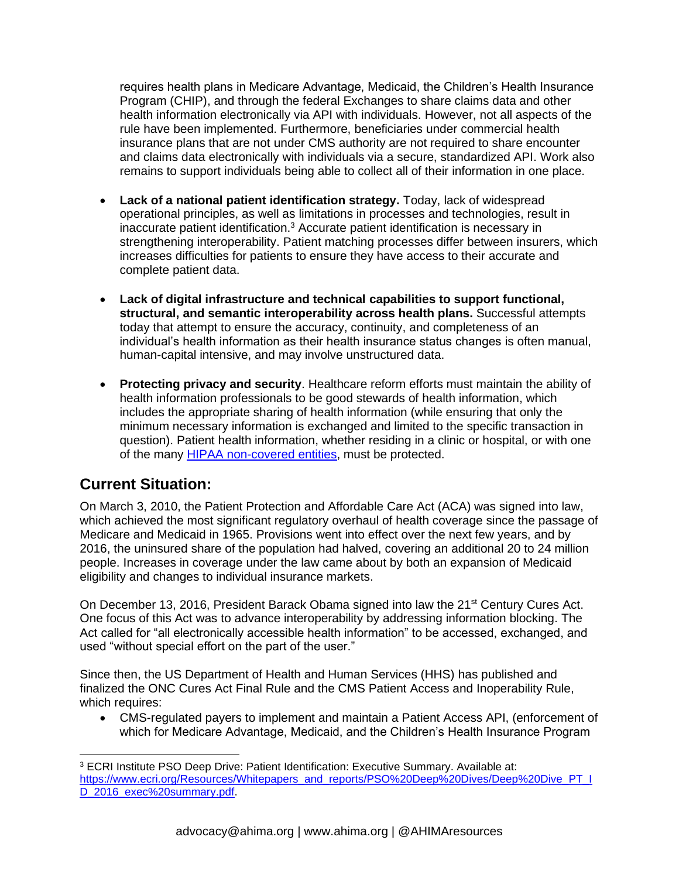requires health plans in Medicare Advantage, Medicaid, the Children's Health Insurance Program (CHIP), and through the federal Exchanges to share claims data and other health information electronically via API with individuals. However, not all aspects of the rule have been implemented. Furthermore, beneficiaries under commercial health insurance plans that are not under CMS authority are not required to share encounter and claims data electronically with individuals via a secure, standardized API. Work also remains to support individuals being able to collect all of their information in one place.

- **Lack of a national patient identification strategy.** Today, lack of widespread operational principles, as well as limitations in processes and technologies, result in inaccurate patient identification.[3] Accurate patient identification is necessary in strengthening interoperability. Patient matching processes differ between insurers, which increases difficulties for patients to ensure they have access to their accurate and complete patient data.

- **Lack of digital infrastructure and technical capabilities to support functional, structural, and semantic interoperability across health plans.** Successful attempts today that attempt to ensure the accuracy, continuity, and completeness of an individual's health information as their health insurance status changes is often manual, human-capital intensive, and may involve unstructured data.

- **Protecting privacy and security**. Healthcare reform efforts must maintain the ability of health information professionals to be good stewards of health information, which includes the appropriate sharing of health information (while ensuring that only the minimum necessary information is exchanged and limited to the specific transaction in question). Patient health information, whether residing in a clinic or hospital, or with one of the many [HIPAA non-covered entities](), must be protected.

## Current Situation:

On March 3, 2010, the Patient Protection and Affordable Care Act (ACA) was signed into law, which achieved the most significant regulatory overhaul of health coverage since the passage of Medicare and Medicaid in 1965. Provisions went into effect over the next few years, and by 2016, the uninsured share of the population had halved, covering an additional 20 to 24 million people. Increases in coverage under the law came about by both an expansion of Medicaid eligibility and changes to individual insurance markets.

On December 13, 2016, President Barack Obama signed into law the 21st Century Cures Act. One focus of this Act was to advance interoperability by addressing information blocking. The Act called for "all electronically accessible health information" to be accessed, exchanged, and used "without special effort on the part of the user."

Since then, the US Department of Health and Human Services (HHS) has published and finalized the ONC Cures Act Final Rule and the CMS Patient Access and Inoperability Rule, which requires:

- CMS-regulated payers to implement and maintain a Patient Access API, (enforcement of which for Medicare Advantage, Medicaid, and the Children's Health Insurance Program

---

[3] ECRI Institute PSO Deep Drive: Patient Identification: Executive Summary. Available at: https://www.ecri.org/Resources/Whitepapers_and_reports/PSO%20Deep%20Dives/Deep%20Dive_PT_ID_2016_exec%20summary.pdf.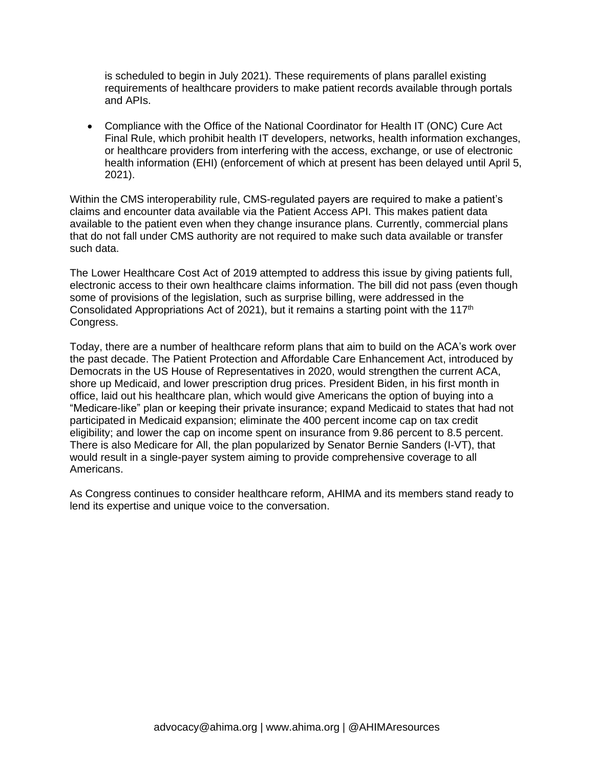is scheduled to begin in July 2021). These requirements of plans parallel existing requirements of healthcare providers to make patient records available through portals and APIs.

- Compliance with the Office of the National Coordinator for Health IT (ONC) Cure Act Final Rule, which prohibit health IT developers, networks, health information exchanges, or healthcare providers from interfering with the access, exchange, or use of electronic health information (EHI) (enforcement of which at present has been delayed until April 5, 2021).

Within the CMS interoperability rule, CMS-regulated payers are required to make a patient's claims and encounter data available via the Patient Access API. This makes patient data available to the patient even when they change insurance plans. Currently, commercial plans that do not fall under CMS authority are not required to make such data available or transfer such data.

The Lower Healthcare Cost Act of 2019 attempted to address this issue by giving patients full, electronic access to their own healthcare claims information. The bill did not pass (even though some of provisions of the legislation, such as surprise billing, were addressed in the Consolidated Appropriations Act of 2021), but it remains a starting point with the 117th Congress.

Today, there are a number of healthcare reform plans that aim to build on the ACA's work over the past decade. The Patient Protection and Affordable Care Enhancement Act, introduced by Democrats in the US House of Representatives in 2020, would strengthen the current ACA, shore up Medicaid, and lower prescription drug prices. President Biden, in his first month in office, laid out his healthcare plan, which would give Americans the option of buying into a "Medicare-like" plan or keeping their private insurance; expand Medicaid to states that had not participated in Medicaid expansion; eliminate the 400 percent income cap on tax credit eligibility; and lower the cap on income spent on insurance from 9.86 percent to 8.5 percent. There is also Medicare for All, the plan popularized by Senator Bernie Sanders (I-VT), that would result in a single-payer system aiming to provide comprehensive coverage to all Americans.

As Congress continues to consider healthcare reform, AHIMA and its members stand ready to lend its expertise and unique voice to the conversation.